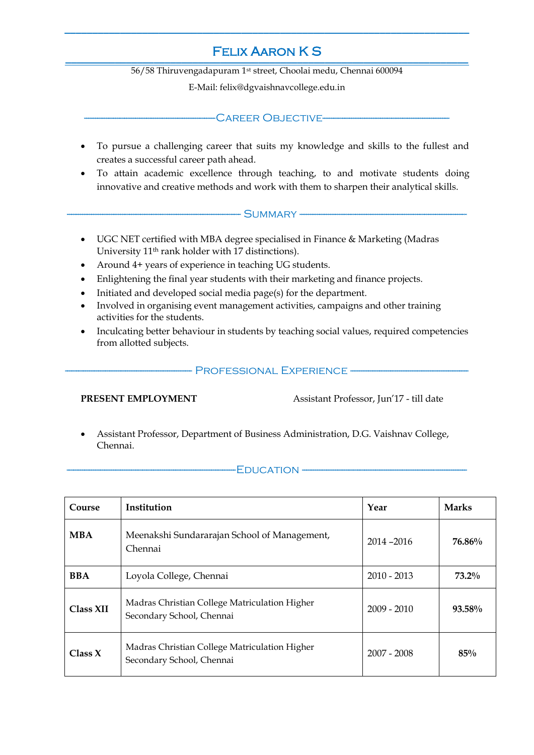# Felix Aaron K S

56/58 Thiruvengadapuram 1st street, Choolai medu, Chennai 600094

E-Mail: felix@dgvaishnavcollege.edu.in

## Career Objective

- To pursue a challenging career that suits my knowledge and skills to the fullest and creates a successful career path ahead.
- To attain academic excellence through teaching, to and motivate students doing innovative and creative methods and work with them to sharpen their analytical skills.

## Summary

- UGC NET certified with MBA degree specialised in Finance & Marketing (Madras University 11th rank holder with 17 distinctions).
- Around 4+ years of experience in teaching UG students.
- Enlightening the final year students with their marketing and finance projects.
- Initiated and developed social media page(s) for the department.
- Involved in organising event management activities, campaigns and other training activities for the students.
- Inculcating better behaviour in students by teaching social values, required competencies from allotted subjects.

## Professional Experience

**PRESENT EMPLOYMENT** Assistant Professor, Jun'17 - till date

- Assistant Professor, Department of Business Administration, D.G. Vaishnav College, Chennai.

## Education

| Course | Institution | Year | Marks |
|---|---|---|---|
| **MBA** | Meenakshi Sundararajan School of Management, Chennai | 2014 –2016 | **76.86%** |
| **BBA** | Loyola College, Chennai | 2010 - 2013 | **73.2%** |
| **Class XII** | Madras Christian College Matriculation Higher Secondary School, Chennai | 2009 - 2010 | **93.58%** |
| **Class X** | Madras Christian College Matriculation Higher Secondary School, Chennai | 2007 - 2008 | **85%** |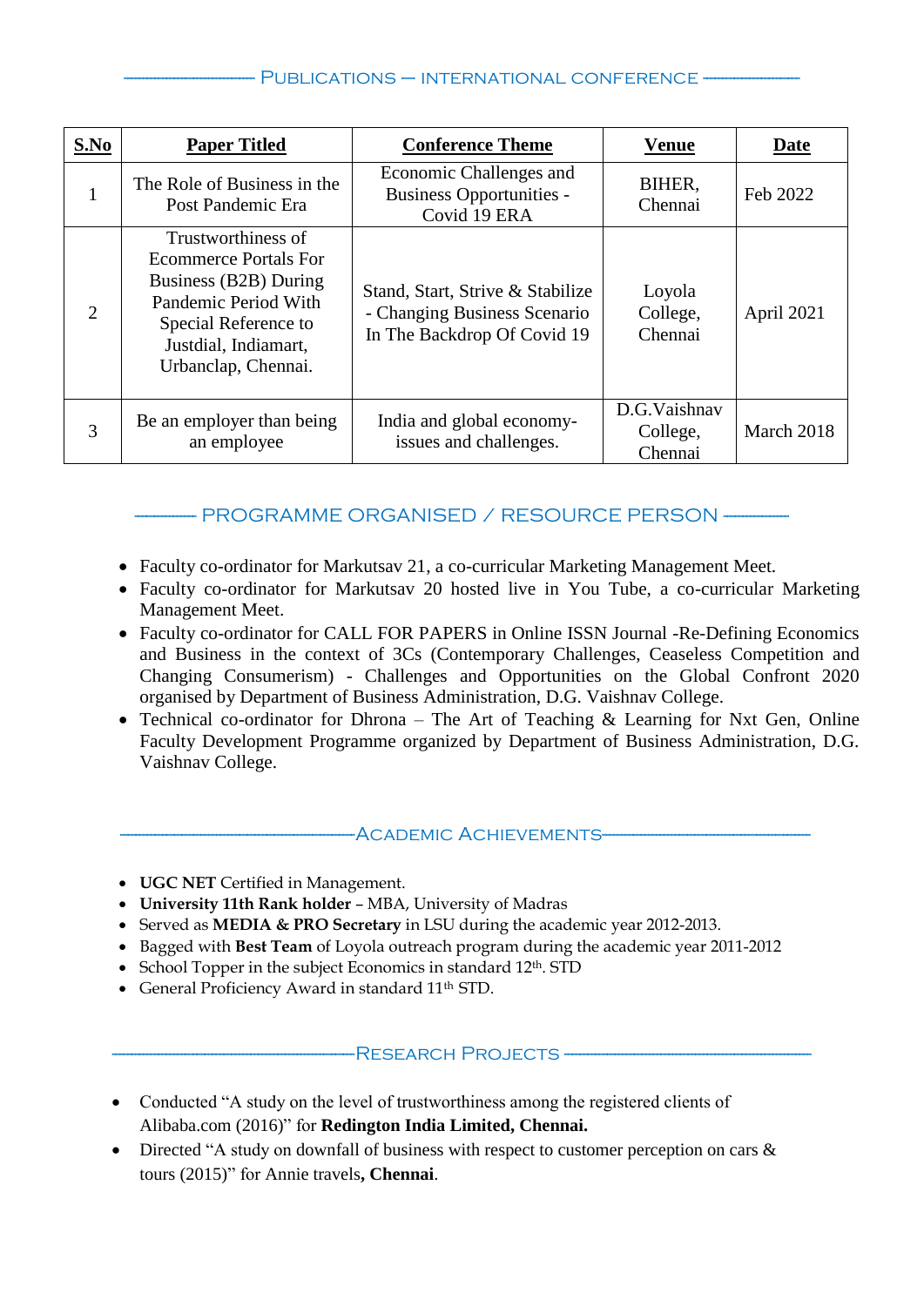## Publications – International Conference

| S.No | Paper Titled | Conference Theme | Venue | Date |
|---|---|---|---|---|
| 1 | The Role of Business in the Post Pandemic Era | Economic Challenges and Business Opportunities - Covid 19 ERA | BIHER, Chennai | Feb 2022 |
| 2 | Trustworthiness of Ecommerce Portals For Business (B2B) During Pandemic Period With Special Reference to Justdial, Indiamart, Urbanclap, Chennai. | Stand, Start, Strive & Stabilize - Changing Business Scenario In The Backdrop Of Covid 19 | Loyola College, Chennai | April 2021 |
| 3 | Be an employer than being an employee | India and global economy-issues and challenges. | D.G.Vaishnav College, Chennai | March 2018 |

## PROGRAMME ORGANISED / RESOURCE PERSON

- Faculty co-ordinator for Markutsav 21, a co-curricular Marketing Management Meet.
- Faculty co-ordinator for Markutsav 20 hosted live in You Tube, a co-curricular Marketing Management Meet.
- Faculty co-ordinator for CALL FOR PAPERS in Online ISSN Journal -Re-Defining Economics and Business in the context of 3Cs (Contemporary Challenges, Ceaseless Competition and Changing Consumerism) - Challenges and Opportunities on the Global Confront 2020 organised by Department of Business Administration, D.G. Vaishnav College.
- Technical co-ordinator for Dhrona – The Art of Teaching & Learning for Nxt Gen, Online Faculty Development Programme organized by Department of Business Administration, D.G. Vaishnav College.

## Academic Achievements

- **UGC NET** Certified in Management.
- **University 11th Rank holder** – MBA, University of Madras
- Served as **MEDIA & PRO Secretary** in LSU during the academic year 2012-2013.
- Bagged with **Best Team** of Loyola outreach program during the academic year 2011-2012
- School Topper in the subject Economics in standard 12th. STD
- General Proficiency Award in standard 11th STD.

## Research Projects

- Conducted "A study on the level of trustworthiness among the registered clients of Alibaba.com (2016)" for **Redington India Limited, Chennai.**
- Directed "A study on downfall of business with respect to customer perception on cars & tours (2015)" for Annie travels**, Chennai**.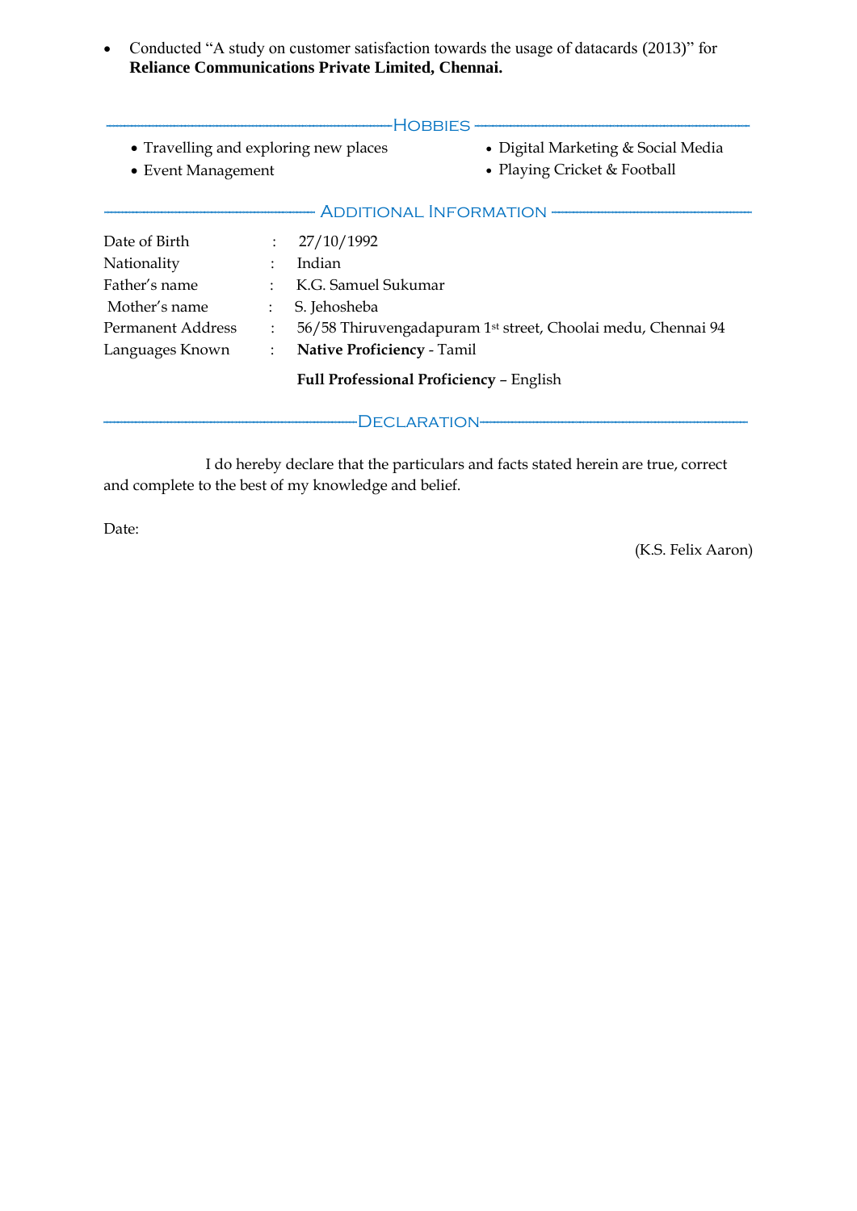- Conducted “A study on customer satisfaction towards the usage of datacards (2013)” for **Reliance Communications Private Limited, Chennai.**

## Hobbies

- Travelling and exploring new places
- Event Management
- Digital Marketing & Social Media
- Playing Cricket & Football

## Additional Information

| | | |
|---|---|---|
| Date of Birth | : | 27/10/1992 |
| Nationality | : | Indian |
| Father’s name | : | K.G. Samuel Sukumar |
| Mother’s name | : | S. Jehosheba |
| Permanent Address | : | 56/58 Thiruvengadapuram 1st street, Choolai medu, Chennai 94 |
| Languages Known | : | **Native Proficiency** - Tamil |
| | | **Full Professional Proficiency** – English |

## Declaration

I do hereby declare that the particulars and facts stated herein are true, correct and complete to the best of my knowledge and belief.

Date:

(K.S. Felix Aaron)